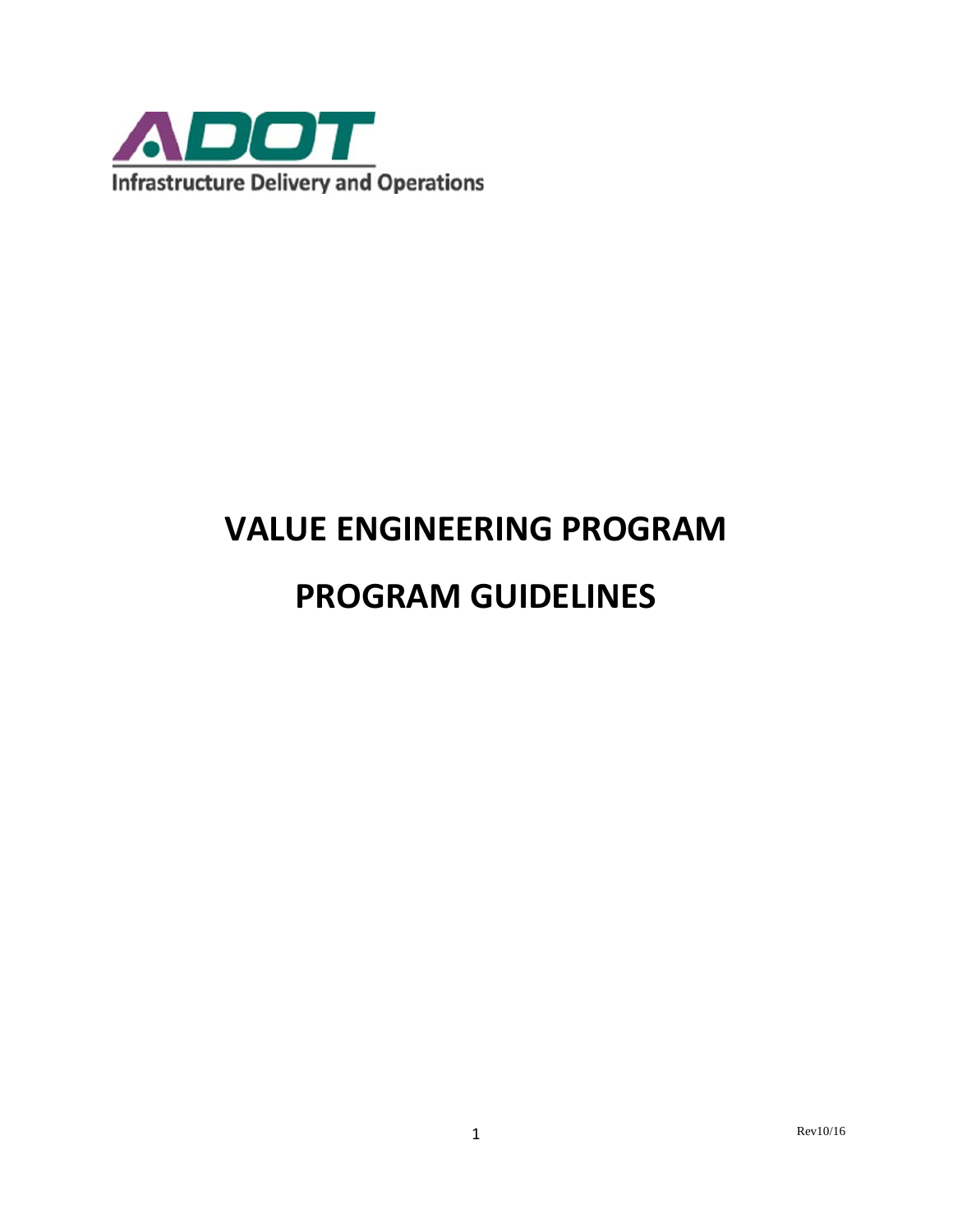ADOT

Infrastructure Delivery and Operations

# VALUE ENGINEERING PROGRAM

# PROGRAM GUIDELINES

Rev10/16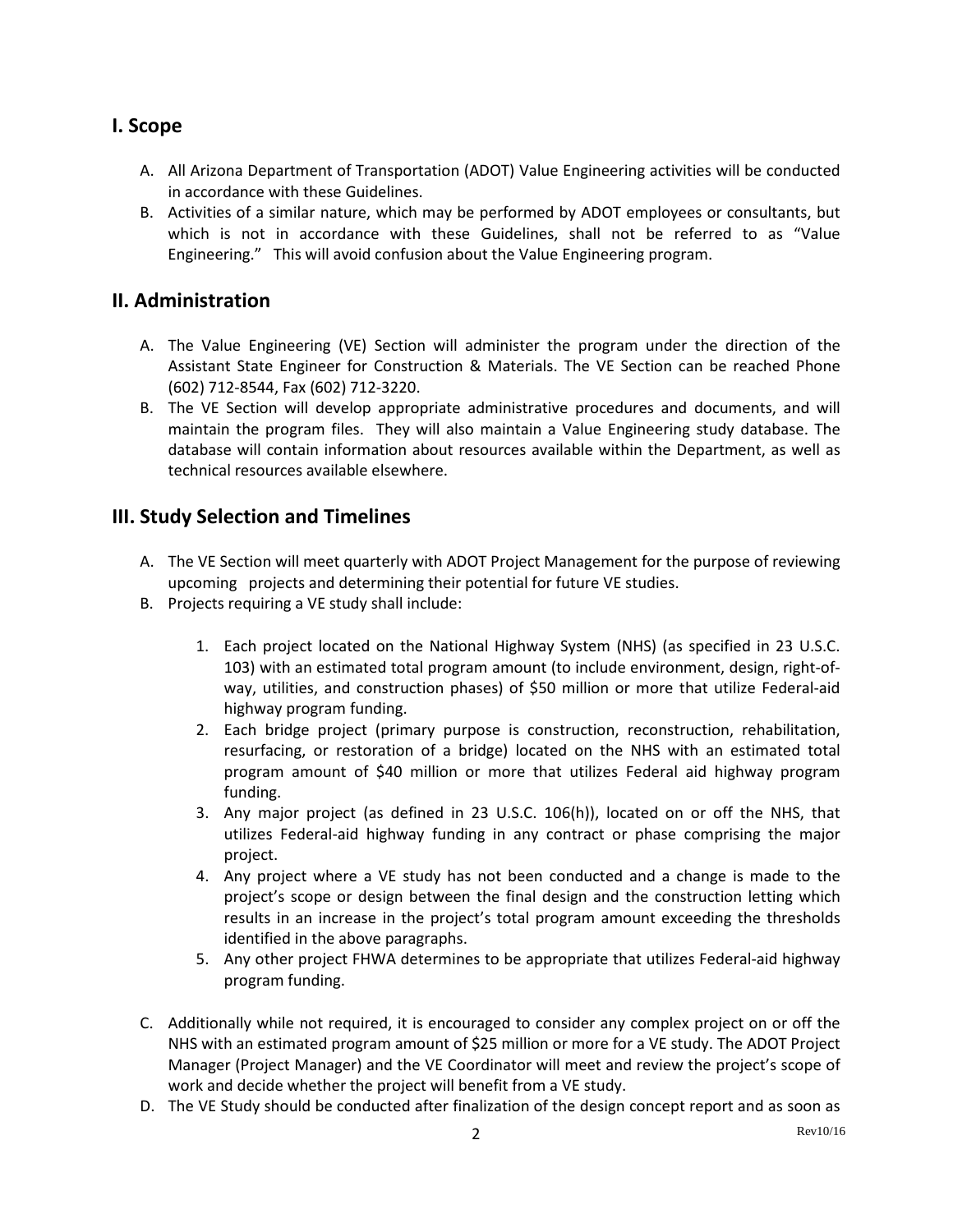## I. Scope

A. All Arizona Department of Transportation (ADOT) Value Engineering activities will be conducted in accordance with these Guidelines.

B. Activities of a similar nature, which may be performed by ADOT employees or consultants, but which is not in accordance with these Guidelines, shall not be referred to as "Value Engineering." This will avoid confusion about the Value Engineering program.

## II. Administration

A. The Value Engineering (VE) Section will administer the program under the direction of the Assistant State Engineer for Construction & Materials. The VE Section can be reached Phone (602) 712-8544, Fax (602) 712-3220.

B. The VE Section will develop appropriate administrative procedures and documents, and will maintain the program files. They will also maintain a Value Engineering study database. The database will contain information about resources available within the Department, as well as technical resources available elsewhere.

## III. Study Selection and Timelines

A. The VE Section will meet quarterly with ADOT Project Management for the purpose of reviewing upcoming projects and determining their potential for future VE studies.

B. Projects requiring a VE study shall include:

   1. Each project located on the National Highway System (NHS) (as specified in 23 U.S.C. 103) with an estimated total program amount (to include environment, design, right-of-way, utilities, and construction phases) of $50 million or more that utilize Federal-aid highway program funding.
   2. Each bridge project (primary purpose is construction, reconstruction, rehabilitation, resurfacing, or restoration of a bridge) located on the NHS with an estimated total program amount of $40 million or more that utilizes Federal aid highway program funding.
   3. Any major project (as defined in 23 U.S.C. 106(h)), located on or off the NHS, that utilizes Federal-aid highway funding in any contract or phase comprising the major project.
   4. Any project where a VE study has not been conducted and a change is made to the project's scope or design between the final design and the construction letting which results in an increase in the project's total program amount exceeding the thresholds identified in the above paragraphs.
   5. Any other project FHWA determines to be appropriate that utilizes Federal-aid highway program funding.

C. Additionally while not required, it is encouraged to consider any complex project on or off the NHS with an estimated program amount of $25 million or more for a VE study. The ADOT Project Manager (Project Manager) and the VE Coordinator will meet and review the project's scope of work and decide whether the project will benefit from a VE study.

D. The VE Study should be conducted after finalization of the design concept report and as soon as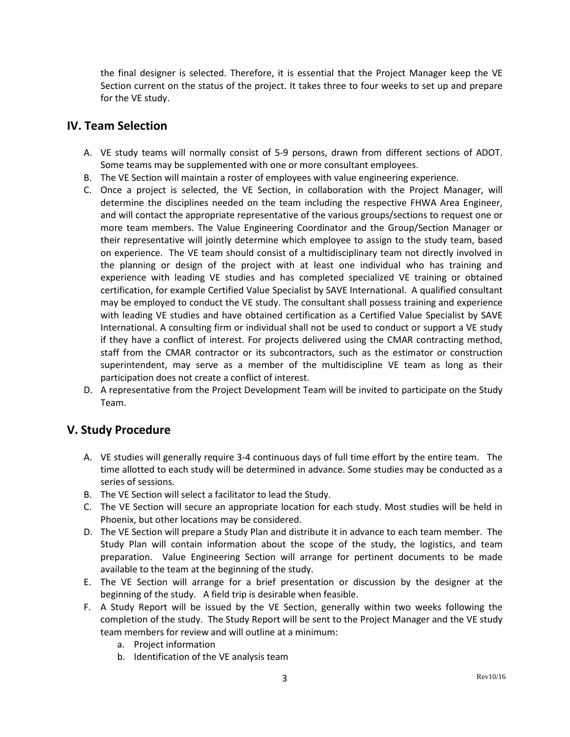the final designer is selected. Therefore, it is essential that the Project Manager keep the VE Section current on the status of the project. It takes three to four weeks to set up and prepare for the VE study.

## IV. Team Selection

A. VE study teams will normally consist of 5-9 persons, drawn from different sections of ADOT. Some teams may be supplemented with one or more consultant employees.

B. The VE Section will maintain a roster of employees with value engineering experience.

C. Once a project is selected, the VE Section, in collaboration with the Project Manager, will determine the disciplines needed on the team including the respective FHWA Area Engineer, and will contact the appropriate representative of the various groups/sections to request one or more team members. The Value Engineering Coordinator and the Group/Section Manager or their representative will jointly determine which employee to assign to the study team, based on experience. The VE team should consist of a multidisciplinary team not directly involved in the planning or design of the project with at least one individual who has training and experience with leading VE studies and has completed specialized VE training or obtained certification, for example Certified Value Specialist by SAVE International. A qualified consultant may be employed to conduct the VE study. The consultant shall possess training and experience with leading VE studies and have obtained certification as a Certified Value Specialist by SAVE International. A consulting firm or individual shall not be used to conduct or support a VE study if they have a conflict of interest. For projects delivered using the CMAR contracting method, staff from the CMAR contractor or its subcontractors, such as the estimator or construction superintendent, may serve as a member of the multidiscipline VE team as long as their participation does not create a conflict of interest.

D. A representative from the Project Development Team will be invited to participate on the Study Team.

## V. Study Procedure

A. VE studies will generally require 3-4 continuous days of full time effort by the entire team. The time allotted to each study will be determined in advance. Some studies may be conducted as a series of sessions.

B. The VE Section will select a facilitator to lead the Study.

C. The VE Section will secure an appropriate location for each study. Most studies will be held in Phoenix, but other locations may be considered.

D. The VE Section will prepare a Study Plan and distribute it in advance to each team member. The Study Plan will contain information about the scope of the study, the logistics, and team preparation. Value Engineering Section will arrange for pertinent documents to be made available to the team at the beginning of the study.

E. The VE Section will arrange for a brief presentation or discussion by the designer at the beginning of the study. A field trip is desirable when feasible.

F. A Study Report will be issued by the VE Section, generally within two weeks following the completion of the study. The Study Report will be sent to the Project Manager and the VE study team members for review and will outline at a minimum:

   a. Project information
   b. Identification of the VE analysis team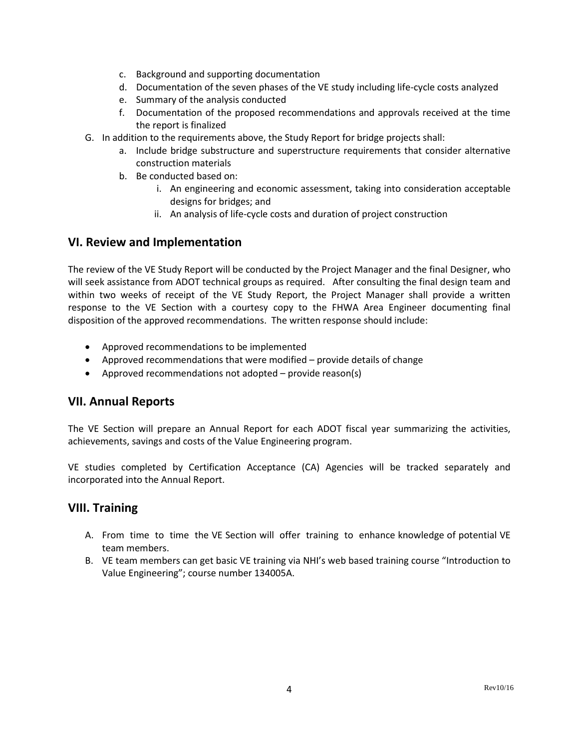c. Background and supporting documentation
d. Documentation of the seven phases of the VE study including life-cycle costs analyzed
e. Summary of the analysis conducted
f. Documentation of the proposed recommendations and approvals received at the time the report is finalized

G. In addition to the requirements above, the Study Report for bridge projects shall:
   a. Include bridge substructure and superstructure requirements that consider alternative construction materials
   b. Be conducted based on:
      i. An engineering and economic assessment, taking into consideration acceptable designs for bridges; and
      ii. An analysis of life-cycle costs and duration of project construction

## VI. Review and Implementation

The review of the VE Study Report will be conducted by the Project Manager and the final Designer, who will seek assistance from ADOT technical groups as required. After consulting the final design team and within two weeks of receipt of the VE Study Report, the Project Manager shall provide a written response to the VE Section with a courtesy copy to the FHWA Area Engineer documenting final disposition of the approved recommendations. The written response should include:

- Approved recommendations to be implemented
- Approved recommendations that were modified – provide details of change
- Approved recommendations not adopted – provide reason(s)

## VII. Annual Reports

The VE Section will prepare an Annual Report for each ADOT fiscal year summarizing the activities, achievements, savings and costs of the Value Engineering program.

VE studies completed by Certification Acceptance (CA) Agencies will be tracked separately and incorporated into the Annual Report.

## VIII. Training

A. From time to time the VE Section will offer training to enhance knowledge of potential VE team members.
B. VE team members can get basic VE training via NHI's web based training course "Introduction to Value Engineering"; course number 134005A.